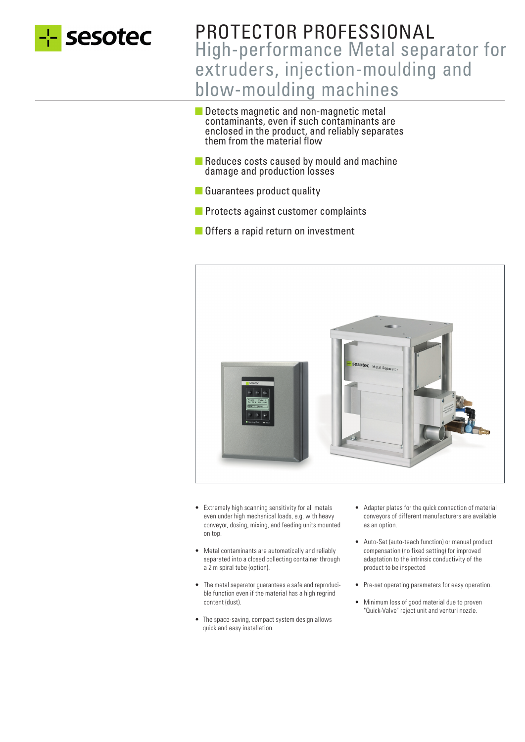sesotec

# PROTECTOR PROFESSIONAL

## High-performance Metal separator for extruders, injection-moulding and blow-moulding machines

- Detects magnetic and non-magnetic metal contaminants, even if such contaminants are enclosed in the product, and reliably separates them from the material flow
- Reduces costs caused by mould and machine damage and production losses
- Guarantees product quality
- Protects against customer complaints
- Offers a rapid return on investment

- Extremely high scanning sensitivity for all metals even under high mechanical loads, e.g. with heavy conveyor, dosing, mixing, and feeding units mounted on top.
- Metal contaminants are automatically and reliably separated into a closed collecting container through a 2 m spiral tube (option).
- The metal separator guarantees a safe and reproducible function even if the material has a high regrind content (dust).
- The space-saving, compact system design allows quick and easy installation.
- Adapter plates for the quick connection of material conveyors of different manufacturers are available as an option.
- Auto-Set (auto-teach function) or manual product compensation (no fixed setting) for improved adaptation to the intrinsic conductivity of the product to be inspected
- Pre-set operating parameters for easy operation.
- Minimum loss of good material due to proven "Quick-Valve" reject unit and venturi nozzle.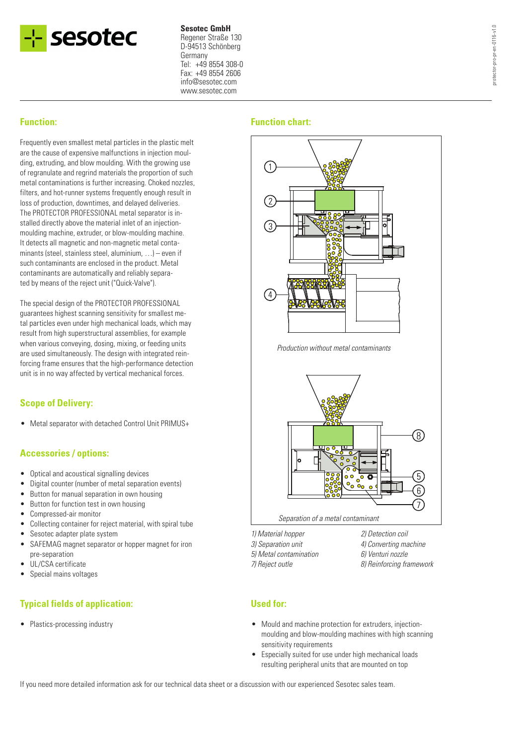**Sesotec GmbH**
Regener Straße 130
D-94513 Schönberg
Germany
Tel: +49 8554 308-0
Fax: +49 8554 2606
info@sesotec.com
www.sesotec.com

## Function:

Frequently even smallest metal particles in the plastic melt are the cause of expensive malfunctions in injection moulding, extruding, and blow moulding. With the growing use of regranulate and regrind materials the proportion of such metal contaminations is further increasing. Choked nozzles, filters, and hot-runner systems frequently enough result in loss of production, downtimes, and delayed deliveries. The PROTECTOR PROFESSIONAL metal separator is installed directly above the material inlet of an injection-moulding machine, extruder, or blow-moulding machine. It detects all magnetic and non-magnetic metal contaminants (steel, stainless steel, aluminium, …) – even if such contaminants are enclosed in the product. Metal contaminants are automatically and reliably separated by means of the reject unit ("Quick-Valve").

The special design of the PROTECTOR PROFESSIONAL guarantees highest scanning sensitivity for smallest metal particles even under high mechanical loads, which may result from high superstructural assemblies, for example when various conveying, dosing, mixing, or feeding units are used simultaneously. The design with integrated reinforcing frame ensures that the high-performance detection unit is in no way affected by vertical mechanical forces.

## Scope of Delivery:

- Metal separator with detached Control Unit PRIMUS+

## Accessories / options:

- Optical and acoustical signalling devices
- Digital counter (number of metal separation events)
- Button for manual separation in own housing
- Button for function test in own housing
- Compressed-air monitor
- Collecting container for reject material, with spiral tube
- Sesotec adapter plate system
- SAFEMAG magnet separator or hopper magnet for iron pre-separation
- UL/CSA certificate
- Special mains voltages

## Typical fields of application:

- Plastics-processing industry

## Function chart:

1
2
3
4

*Production without metal contaminants*

8
5
6
7

*Separation of a metal contaminant*

*1) Material hopper*
*2) Detection coil*
*3) Separation unit*
*4) Converting machine*
*5) Metal contamination*
*6) Venturi nozzle*
*7) Reject outle*
*8) Reinforcing framework*

## Used for:

- Mould and machine protection for extruders, injection-moulding and blow-moulding machines with high scanning sensitivity requirements
- Especially suited for use under high mechanical loads resulting peripheral units that are mounted on top

If you need more detailed information ask for our technical data sheet or a discussion with our experienced Sesotec sales team.